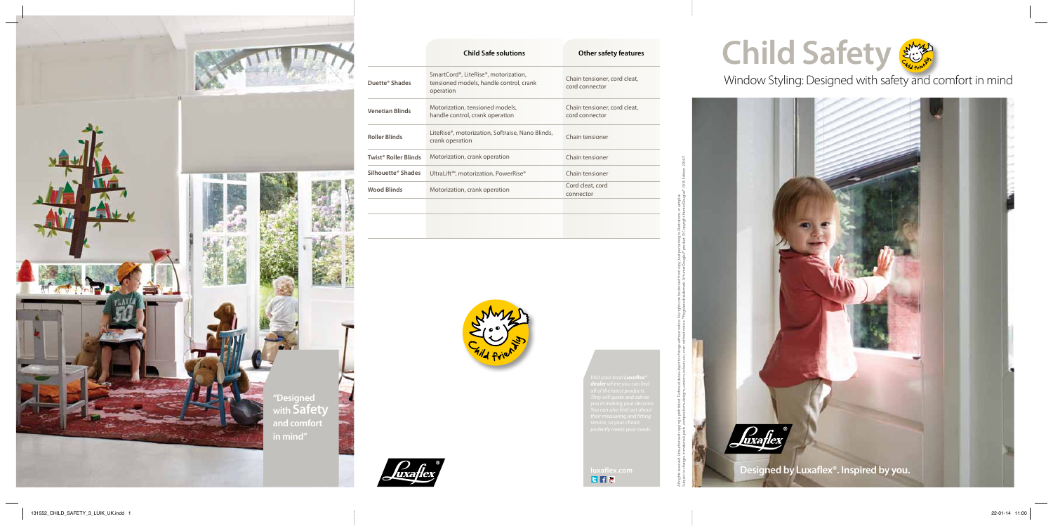"Designed with **Safety** and comfort in mind"

| | Child Safe solutions | Other safety features |
|---|---|---|
| **Duette® Shades** | SmartCord®, LiteRise®, motorization, tensioned models, handle control, crank operation | Chain tensioner, cord cleat, cord connector |
| **Venetian Blinds** | Motorization, tensioned models, handle control, crank operation | Chain tensioner, cord cleat, cord connector |
| **Roller Blinds** | LiteRise®, motorization, Softraise, Nano Blinds, crank operation | Chain tensioner |
| **Twist® Roller Blinds** | Motorization, crank operation | Chain tensioner |
| **Silhouette® Shades** | UltraLift™, motorization, PowerRise® | Chain tensioner |
| **Wood Blinds** | Motorization, crank operation | Cord cleat, cord connector |

*Visit your local* ***Luxaflex® dealer*** *where you can find all of the latest products. They will guide and advise you in making your decision. You can also find out about their measuring and fitting service, so your choice perfectly meets your needs.*

**luxaflex.com**

# Child Safety

## Window Styling: Designed with safety and comfort in mind

**Designed by Luxaflex®. Inspired by you.**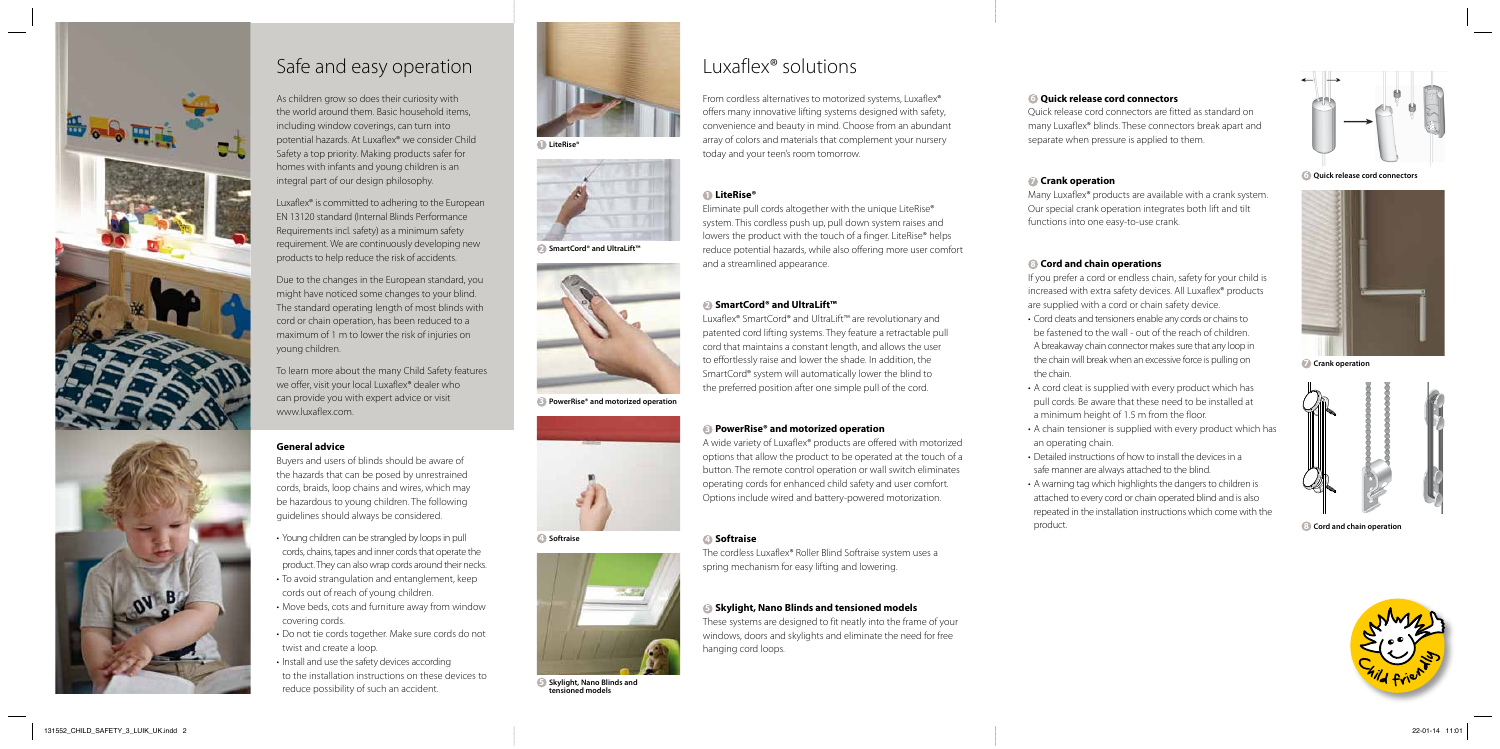# Safe and easy operation

As children grow so does their curiosity with the world around them. Basic household items, including window coverings, can turn into potential hazards. At Luxaflex® we consider Child Safety a top priority. Making products safer for homes with infants and young children is an integral part of our design philosophy.

Luxaflex® is committed to adhering to the European EN 13120 standard (Internal Blinds Performance Requirements incl. safety) as a minimum safety requirement. We are continuously developing new products to help reduce the risk of accidents.

Due to the changes in the European standard, you might have noticed some changes to your blind. The standard operating length of most blinds with cord or chain operation, has been reduced to a maximum of 1 m to lower the risk of injuries on young children.

To learn more about the many Child Safety features we offer, visit your local Luxaflex® dealer who can provide you with expert advice or visit www.luxaflex.com.

### General advice

Buyers and users of blinds should be aware of the hazards that can be posed by unrestrained cords, braids, loop chains and wires, which may be hazardous to young children. The following guidelines should always be considered.

- Young children can be strangled by loops in pull cords, chains, tapes and inner cords that operate the product. They can also wrap cords around their necks.
- To avoid strangulation and entanglement, keep cords out of reach of young children.
- Move beds, cots and furniture away from window covering cords.
- Do not tie cords together. Make sure cords do not twist and create a loop.
- Install and use the safety devices according to the installation instructions on these devices to reduce possibility of such an accident.

1 LiteRise®

2 SmartCord® and UltraLift™

3 PowerRise® and motorized operation

4 Softraise

5 Skylight, Nano Blinds and tensioned models

# Luxaflex® solutions

From cordless alternatives to motorized systems, Luxaflex® offers many innovative lifting systems designed with safety, convenience and beauty in mind. Choose from an abundant array of colors and materials that complement your nursery today and your teen's room tomorrow.

### 1 LiteRise®

Eliminate pull cords altogether with the unique LiteRise® system. This cordless push up, pull down system raises and lowers the product with the touch of a finger. LiteRise® helps reduce potential hazards, while also offering more user comfort and a streamlined appearance.

### 2 SmartCord® and UltraLift™

Luxaflex® SmartCord® and UltraLift™ are revolutionary and patented cord lifting systems. They feature a retractable pull cord that maintains a constant length, and allows the user to effortlessly raise and lower the shade. In addition, the SmartCord® system will automatically lower the blind to the preferred position after one simple pull of the cord.

### 3 PowerRise® and motorized operation

A wide variety of Luxaflex® products are offered with motorized options that allow the product to be operated at the touch of a button. The remote control operation or wall switch eliminates operating cords for enhanced child safety and user comfort. Options include wired and battery-powered motorization.

### 4 Softraise

The cordless Luxaflex® Roller Blind Softraise system uses a spring mechanism for easy lifting and lowering.

### 5 Skylight, Nano Blinds and tensioned models

These systems are designed to fit neatly into the frame of your windows, doors and skylights and eliminate the need for free hanging cord loops.

### 6 Quick release cord connectors

Quick release cord connectors are fitted as standard on many Luxaflex® blinds. These connectors break apart and separate when pressure is applied to them.

### 7 Crank operation

Many Luxaflex® products are available with a crank system. Our special crank operation integrates both lift and tilt functions into one easy-to-use crank.

### 8 Cord and chain operations

If you prefer a cord or endless chain, safety for your child is increased with extra safety devices. All Luxaflex® products are supplied with a cord or chain safety device.

- Cord cleats and tensioners enable any cords or chains to be fastened to the wall - out of the reach of children. A breakaway chain connector makes sure that any loop in the chain will break when an excessive force is pulling on the chain.
- A cord cleat is supplied with every product which has pull cords. Be aware that these need to be installed at a minimum height of 1.5 m from the floor.
- A chain tensioner is supplied with every product which has an operating chain.
- Detailed instructions of how to install the devices in a safe manner are always attached to the blind.
- A warning tag which highlights the dangers to children is attached to every cord or chain operated blind and is also repeated in the installation instructions which come with the product.

6 Quick release cord connectors

7 Crank operation

8 Cord and chain operation

Child friendly